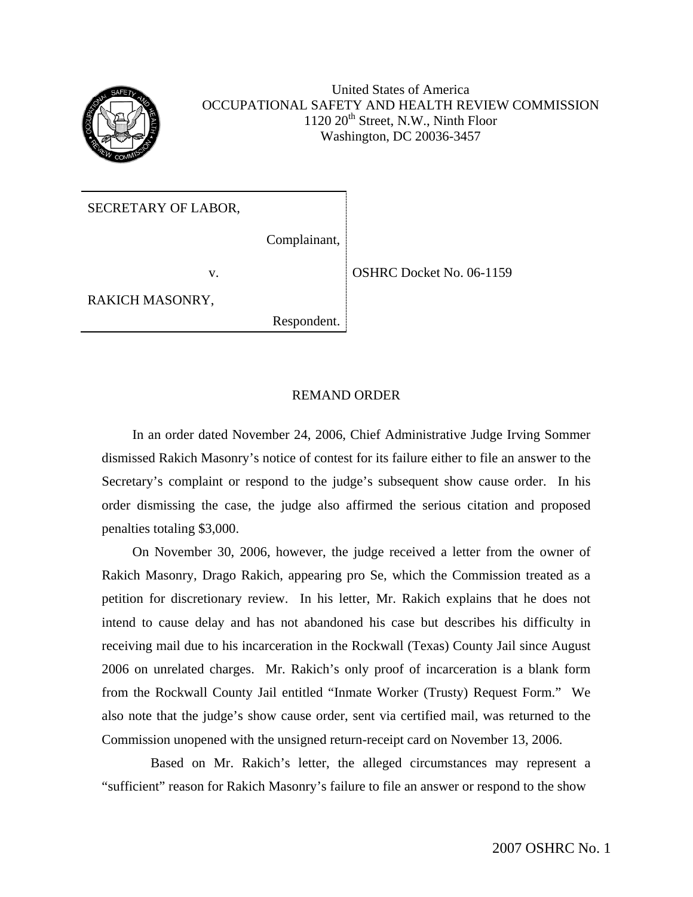United States of America
OCCUPATIONAL SAFETY AND HEALTH REVIEW COMMISSION
1120 20th Street, N.W., Ninth Floor
Washington, DC 20036-3457

| | |
|---|---|
| SECRETARY OF LABOR, | |
| Complainant, | |
| v. | OSHRC Docket No. 06-1159 |
| RAKICH MASONRY, | |
| Respondent. | |

## REMAND ORDER

In an order dated November 24, 2006, Chief Administrative Judge Irving Sommer dismissed Rakich Masonry's notice of contest for its failure either to file an answer to the Secretary's complaint or respond to the judge's subsequent show cause order. In his order dismissing the case, the judge also affirmed the serious citation and proposed penalties totaling $3,000.

On November 30, 2006, however, the judge received a letter from the owner of Rakich Masonry, Drago Rakich, appearing pro Se, which the Commission treated as a petition for discretionary review. In his letter, Mr. Rakich explains that he does not intend to cause delay and has not abandoned his case but describes his difficulty in receiving mail due to his incarceration in the Rockwall (Texas) County Jail since August 2006 on unrelated charges. Mr. Rakich's only proof of incarceration is a blank form from the Rockwall County Jail entitled "Inmate Worker (Trusty) Request Form." We also note that the judge's show cause order, sent via certified mail, was returned to the Commission unopened with the unsigned return-receipt card on November 13, 2006.

Based on Mr. Rakich's letter, the alleged circumstances may represent a "sufficient" reason for Rakich Masonry's failure to file an answer or respond to the show

2007 OSHRC No. 1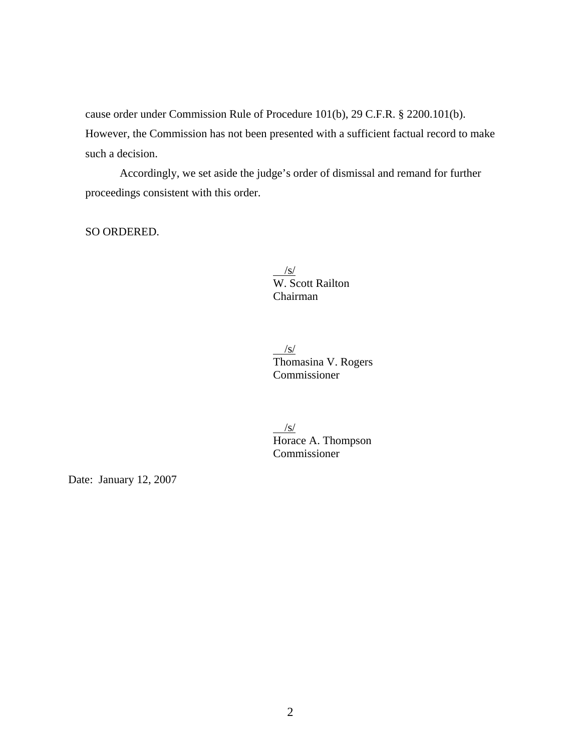cause order under Commission Rule of Procedure 101(b), 29 C.F.R. § 2200.101(b). However, the Commission has not been presented with a sufficient factual record to make such a decision.

Accordingly, we set aside the judge's order of dismissal and remand for further proceedings consistent with this order.

SO ORDERED.

/s/
W. Scott Railton
Chairman

/s/
Thomasina V. Rogers
Commissioner

/s/
Horace A. Thompson
Commissioner

Date: January 12, 2007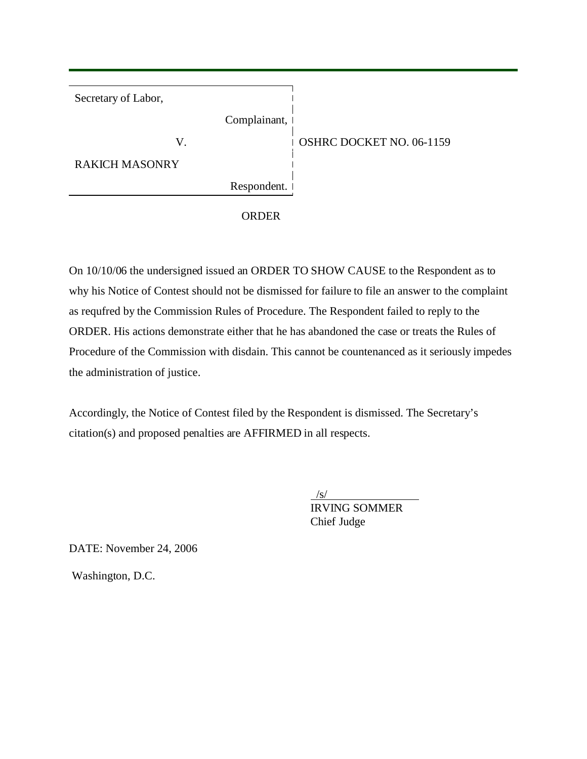| | |
|---|---|
| Secretary of Labor, | |
| Complainant, | |
| V. | OSHRC DOCKET NO. 06-1159 |
| RAKICH MASONRY | |
| Respondent. | |

ORDER

On 10/10/06 the undersigned issued an ORDER TO SHOW CAUSE to the Respondent as to why his Notice of Contest should not be dismissed for failure to file an answer to the complaint as requfred by the Commission Rules of Procedure. The Respondent failed to reply to the ORDER. His actions demonstrate either that he has abandoned the case or treats the Rules of Procedure of the Commission with disdain. This cannot be countenanced as it seriously impedes the administration of justice.

Accordingly, the Notice of Contest filed by the Respondent is dismissed. The Secretary's citation(s) and proposed penalties are AFFIRMED in all respects.

/s/
IRVING SOMMER
Chief Judge

DATE: November 24, 2006

Washington, D.C.